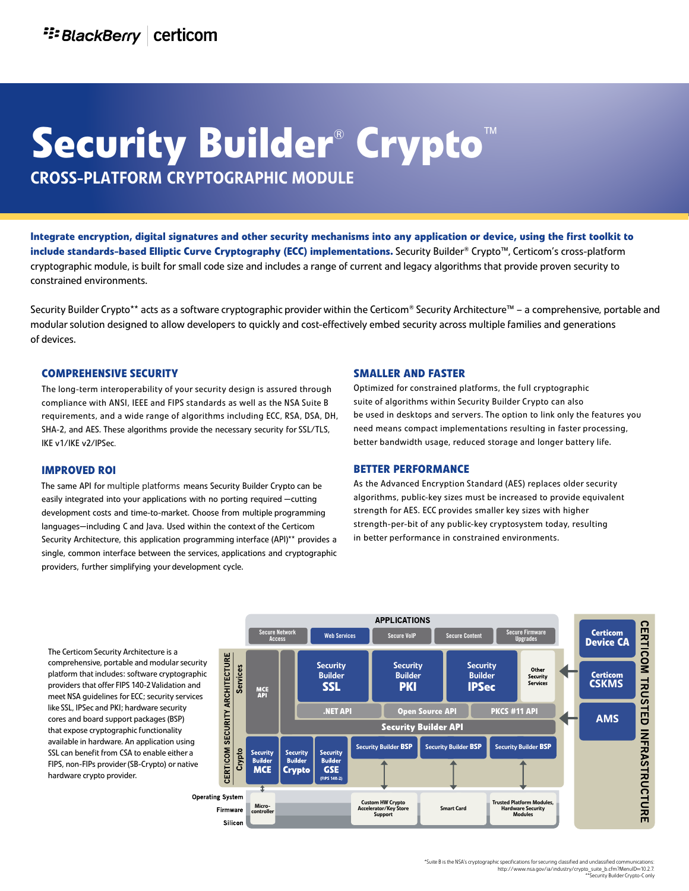BlackBerry | certicom

# Security Builder® Crypto™

## CROSS-PLATFORM CRYPTOGRAPHIC MODULE

**Integrate encryption, digital signatures and other security mechanisms into any application or device, using the first toolkit to include standards-based Elliptic Curve Cryptography (ECC) implementations.** Security Builder® Crypto™, Certicom's cross-platform cryptographic module, is built for small code size and includes a range of current and legacy algorithms that provide proven security to constrained environments.

Security Builder Crypto** acts as a software cryptographic provider within the Certicom® Security Architecture™ – a comprehensive, portable and modular solution designed to allow developers to quickly and cost-effectively embed security across multiple families and generations of devices.

### COMPREHENSIVE SECURITY

The long-term interoperability of your security design is assured through compliance with ANSI, IEEE and FIPS standards as well as the NSA Suite B requirements, and a wide range of algorithms including ECC, RSA, DSA, DH, SHA-2, and AES. These algorithms provide the necessary security for SSL/TLS, IKE v1/IKE v2/IPSec.

### IMPROVED ROI

The same API for multiple platforms means Security Builder Crypto can be easily integrated into your applications with no porting required —cutting development costs and time-to-market. Choose from multiple programming languages—including C and Java. Used within the context of the Certicom Security Architecture, this application programming interface (API)** provides a single, common interface between the services, applications and cryptographic providers, further simplifying your development cycle.

### SMALLER AND FASTER

Optimized for constrained platforms, the full cryptographic suite of algorithms within Security Builder Crypto can also be used in desktops and servers. The option to link only the features you need means compact implementations resulting in faster processing, better bandwidth usage, reduced storage and longer battery life.

### BETTER PERFORMANCE

As the Advanced Encryption Standard (AES) replaces older security algorithms, public-key sizes must be increased to provide equivalent strength for AES. ECC provides smaller key sizes with higher strength-per-bit of any public-key cryptosystem today, resulting in better performance in constrained environments.

The Certicom Security Architecture is a comprehensive, portable and modular security platform that includes: software cryptographic providers that offer FIPS 140-2 Validation and meet NSA guidelines for ECC; security services like SSL, IPSec and PKI; hardware security cores and board support packages (BSP) that expose cryptographic functionality available in hardware. An application using SSL can benefit from CSA to enable either a FIPS, non-FIPs provider (SB-Crypto) or native hardware crypto provider.

APPLICATIONS: Secure Network Access | Web Services | Secure VoIP | Secure Content | Secure Firmware Upgrades

CERTICOM SECURITY ARCHITECTURE — Services: MCE API | Security Builder SSL | Security Builder PKI | Security Builder IPSec | Other Security Services | .NET API | Open Source API | PKCS #11 API | Security Builder API

Crypto: Security Builder MCE | Security Builder Crypto | Security Builder GSE (FIPS 140-2) | Security Builder BSP | Security Builder BSP | Security Builder BSP

Operating System / Firmware / Silicon: Micro-controller | Custom HW Crypto Accelerator/Key Store Support | Smart Card | Trusted Platform Modules, Hardware Security Modules

CERTICOM TRUSTED INFRASTRUCTURE: Certicom Device CA | Certicom CSKMS | AMS

*Suite B is the NSA's cryptographic specifications for securing classified and unclassified communications: http://www.nsa.gov/ia/industry/crypto_suite_b.cfm?MenuID=10.2.7.
**Security Builder Crypto-C only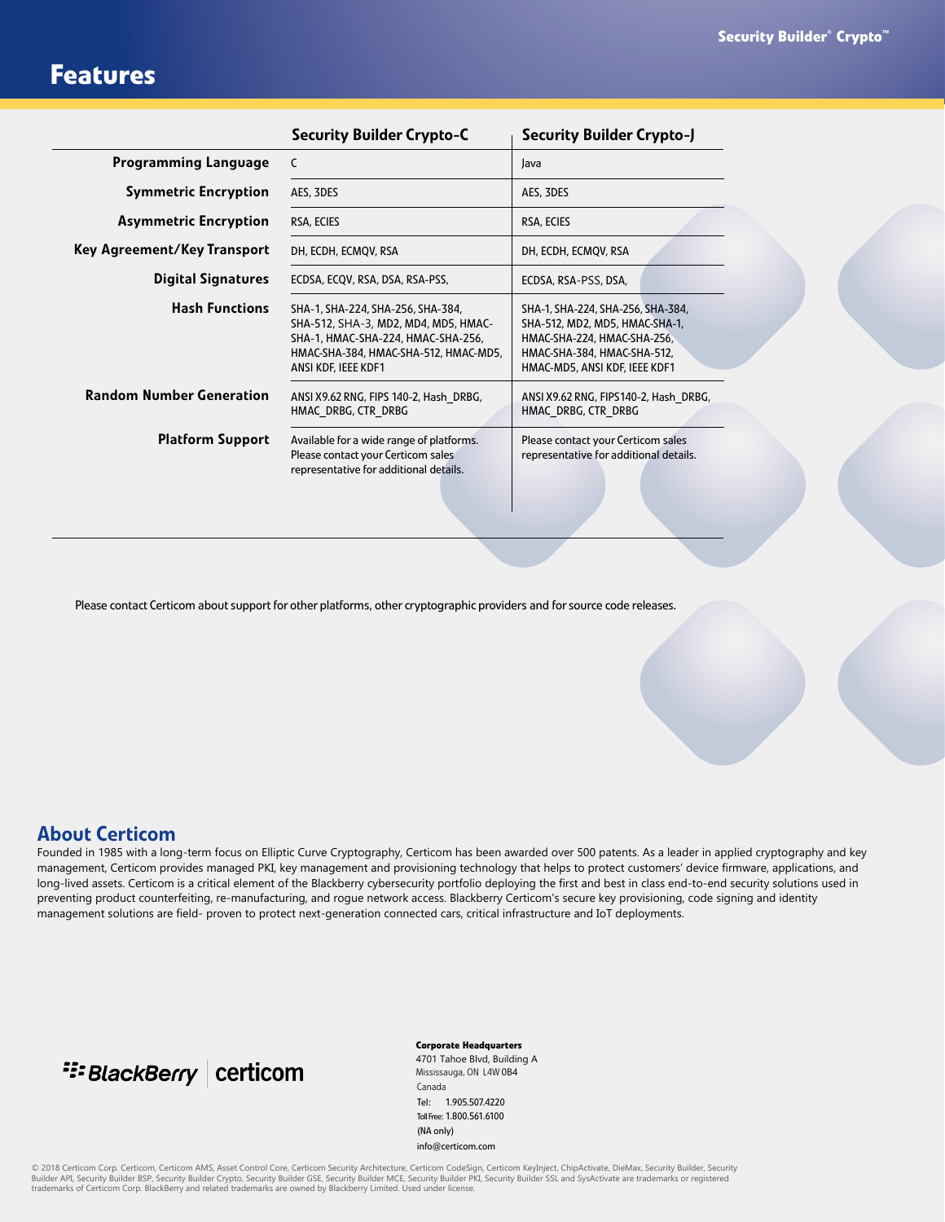# Features

| | Security Builder Crypto-C | Security Builder Crypto-J |
|---|---|---|
| **Programming Language** | C | Java |
| **Symmetric Encryption** | AES, 3DES | AES, 3DES |
| **Asymmetric Encryption** | RSA, ECIES | RSA, ECIES |
| **Key Agreement/Key Transport** | DH, ECDH, ECMQV, RSA | DH, ECDH, ECMQV, RSA |
| **Digital Signatures** | ECDSA, ECQV, RSA, DSA, RSA-PSS, | ECDSA, RSA-PSS, DSA, |
| **Hash Functions** | SHA-1, SHA-224, SHA-256, SHA-384, SHA-512, SHA-3, MD2, MD4, MD5, HMAC-SHA-1, HMAC-SHA-224, HMAC-SHA-256, HMAC-SHA-384, HMAC-SHA-512, HMAC-MD5, ANSI KDF, IEEE KDF1 | SHA-1, SHA-224, SHA-256, SHA-384, SHA-512, MD2, MD5, HMAC-SHA-1, HMAC-SHA-224, HMAC-SHA-256, HMAC-SHA-384, HMAC-SHA-512, HMAC-MD5, ANSI KDF, IEEE KDF1 |
| **Random Number Generation** | ANSI X9.62 RNG, FIPS 140-2, Hash_DRBG, HMAC_DRBG, CTR_DRBG | ANSI X9.62 RNG, FIPS140-2, Hash_DRBG, HMAC_DRBG, CTR_DRBG |
| **Platform Support** | Available for a wide range of platforms. Please contact your Certicom sales representative for additional details. | Please contact your Certicom sales representative for additional details. |

Please contact Certicom about support for other platforms, other cryptographic providers and for source code releases.

## About Certicom

Founded in 1985 with a long-term focus on Elliptic Curve Cryptography, Certicom has been awarded over 500 patents. As a leader in applied cryptography and key management, Certicom provides managed PKI, key management and provisioning technology that helps to protect customers' device firmware, applications, and long-lived assets. Certicom is a critical element of the Blackberry cybersecurity portfolio deploying the first and best in class end-to-end security solutions used in preventing product counterfeiting, re-manufacturing, and rogue network access. Blackberry Certicom's secure key provisioning, code signing and identity management solutions are field- proven to protect next-generation connected cars, critical infrastructure and IoT deployments.

BlackBerry | certicom

**Corporate Headquarters**
4701 Tahoe Blvd, Building A
Mississauga, ON L4W 0B4
Canada
Tel: 1.905.507.4220
Toll Free: 1.800.561.6100
(NA only)
info@certicom.com

© 2018 Certicom Corp. Certicom, Certicom AMS, Asset Control Core, Certicom Security Architecture, Certicom CodeSign, Certicom KeyInject, ChipActivate, DieMax, Security Builder, Security Builder API, Security Builder BSP, Security Builder Crypto, Security Builder GSE, Security Builder MCE, Security Builder PKI, Security Builder SSL and SysActivate are trademarks or registered trademarks of Certicom Corp. BlackBerry and related trademarks are owned by Blackberry Limited. Used under license.